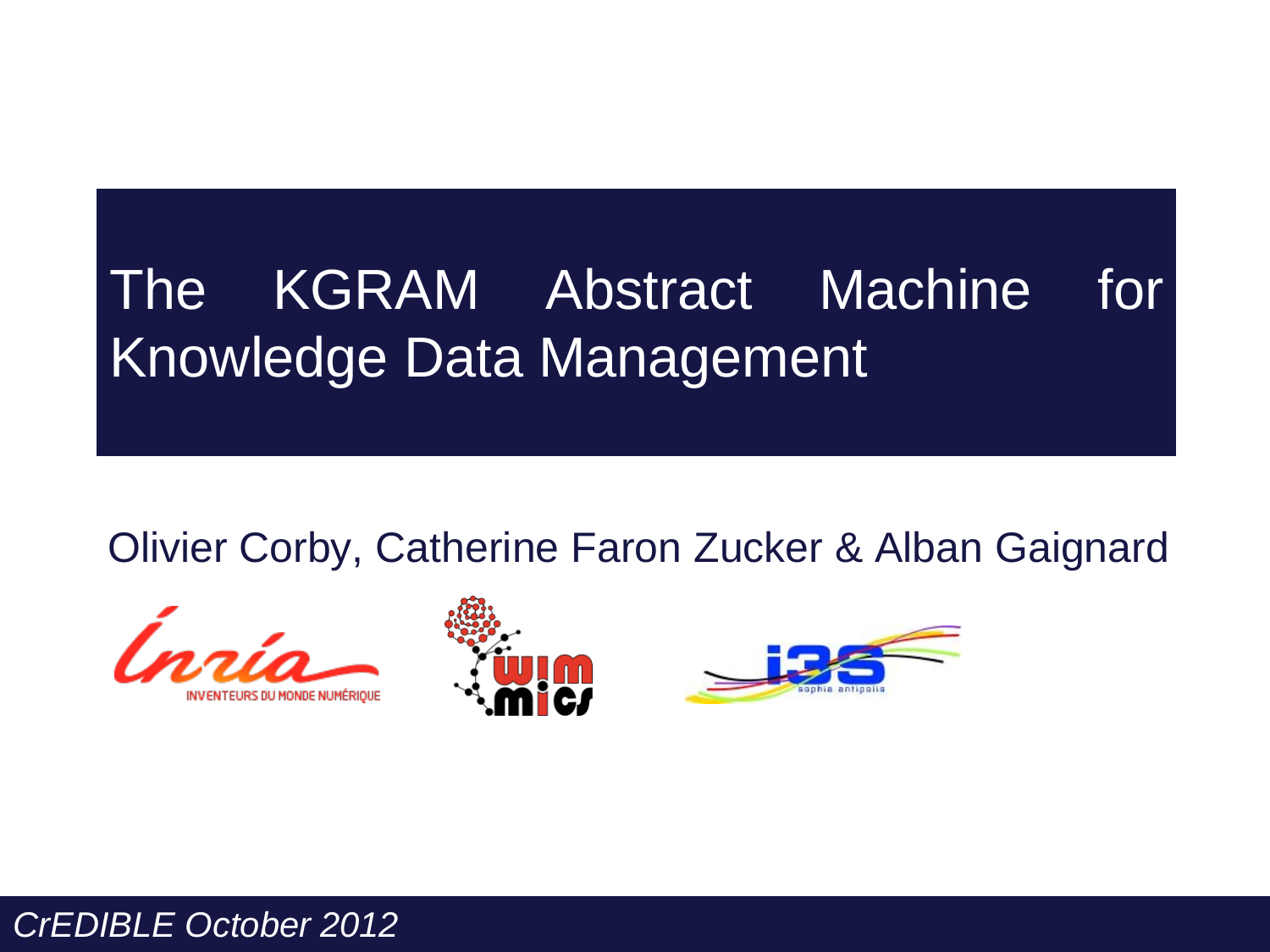# The KGRAM Abstract Machine for Knowledge Data Management

Olivier Corby, Catherine Faron Zucker & Alban Gaignard

*CrEDIBLE October 2012*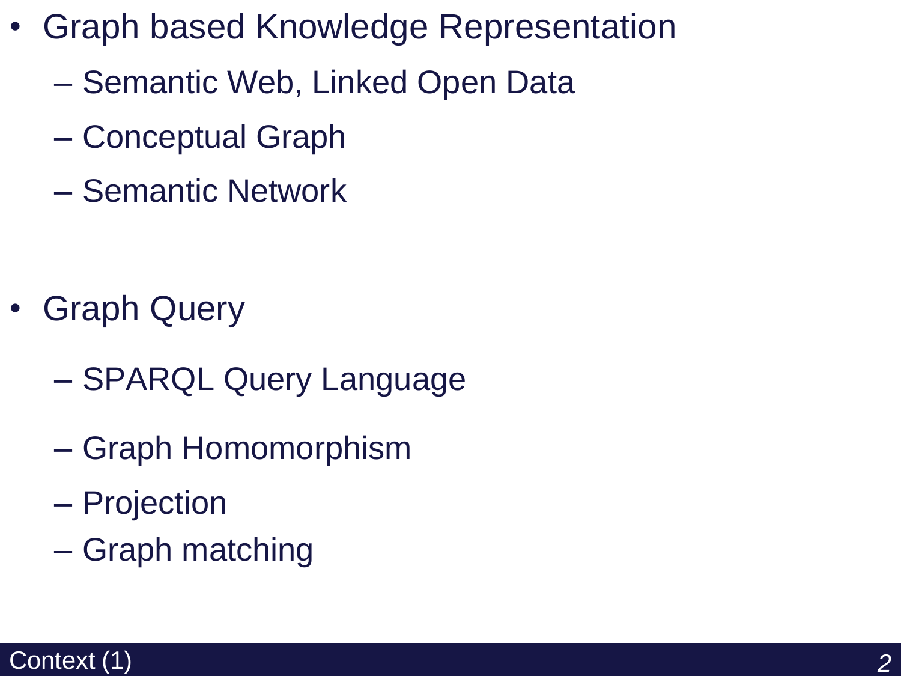- Graph based Knowledge Representation
  - Semantic Web, Linked Open Data
  - Conceptual Graph
  - Semantic Network

- Graph Query
  - SPARQL Query Language
  - Graph Homomorphism
  - Projection
  - Graph matching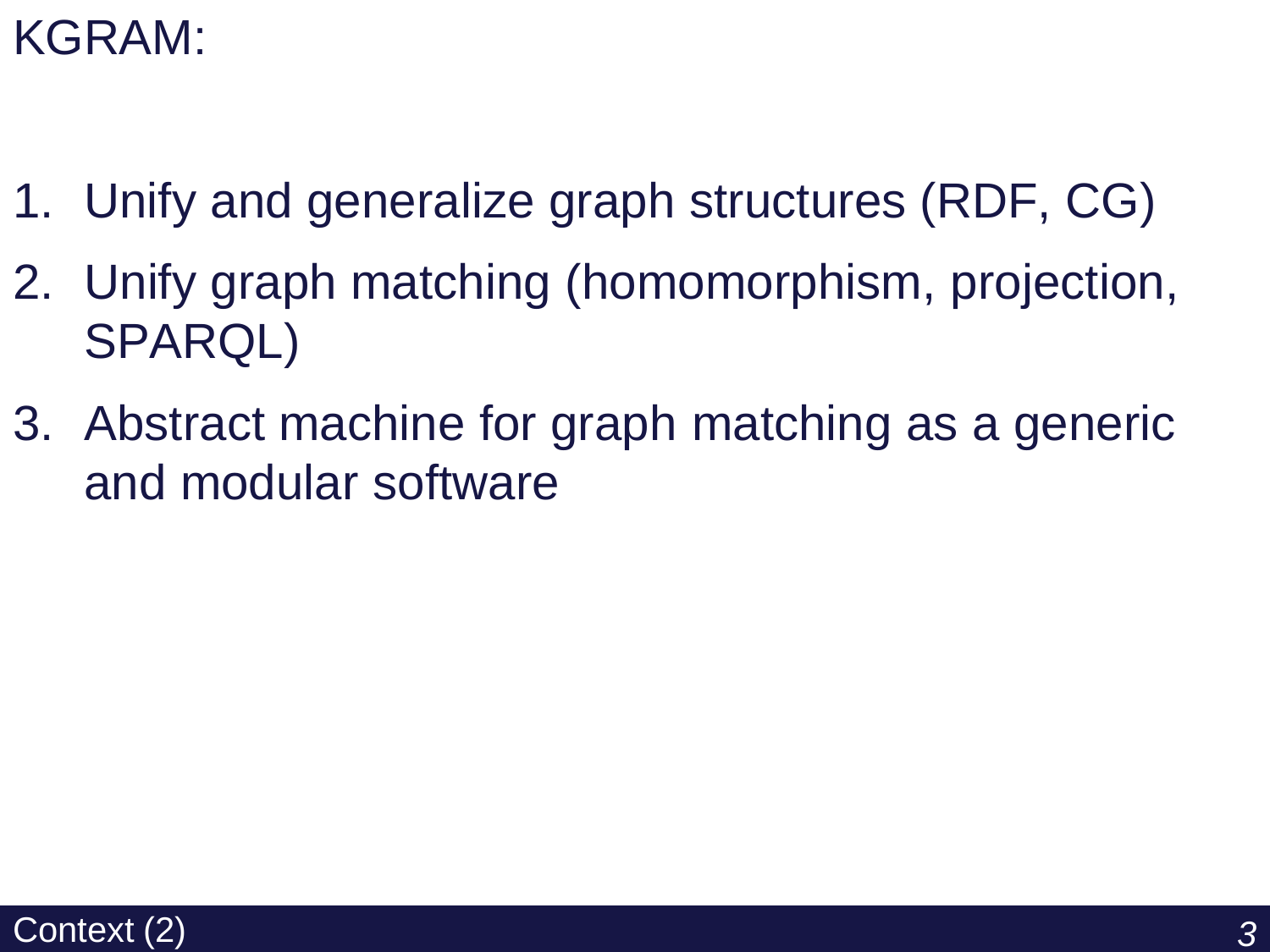KGRAM:

1. Unify and generalize graph structures (RDF, CG)
2. Unify graph matching (homomorphism, projection, SPARQL)
3. Abstract machine for graph matching as a generic and modular software

Context (2)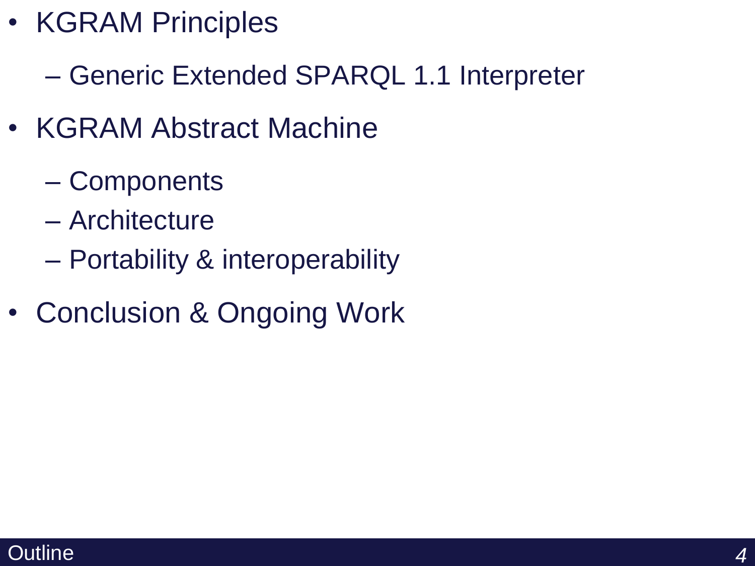- KGRAM Principles
  - Generic Extended SPARQL 1.1 Interpreter
- KGRAM Abstract Machine
  - Components
  - Architecture
  - Portability & interoperability
- Conclusion & Ongoing Work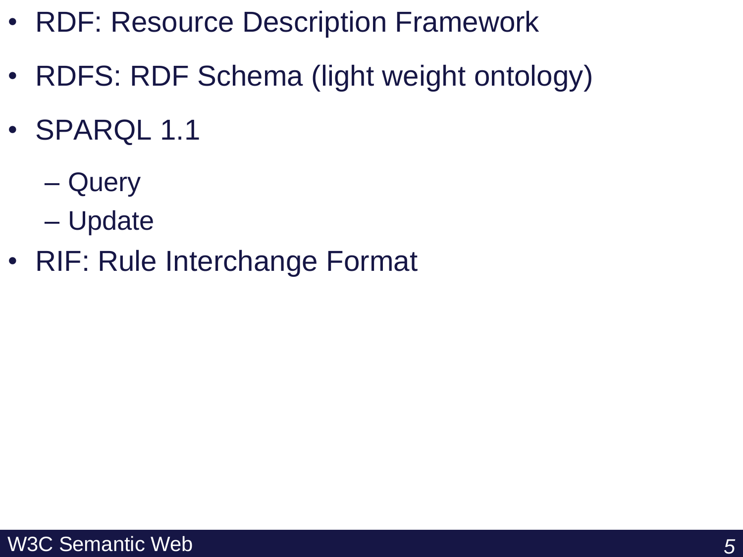- RDF: Resource Description Framework
- RDFS: RDF Schema (light weight ontology)
- SPARQL 1.1
  - Query
  - Update
- RIF: Rule Interchange Format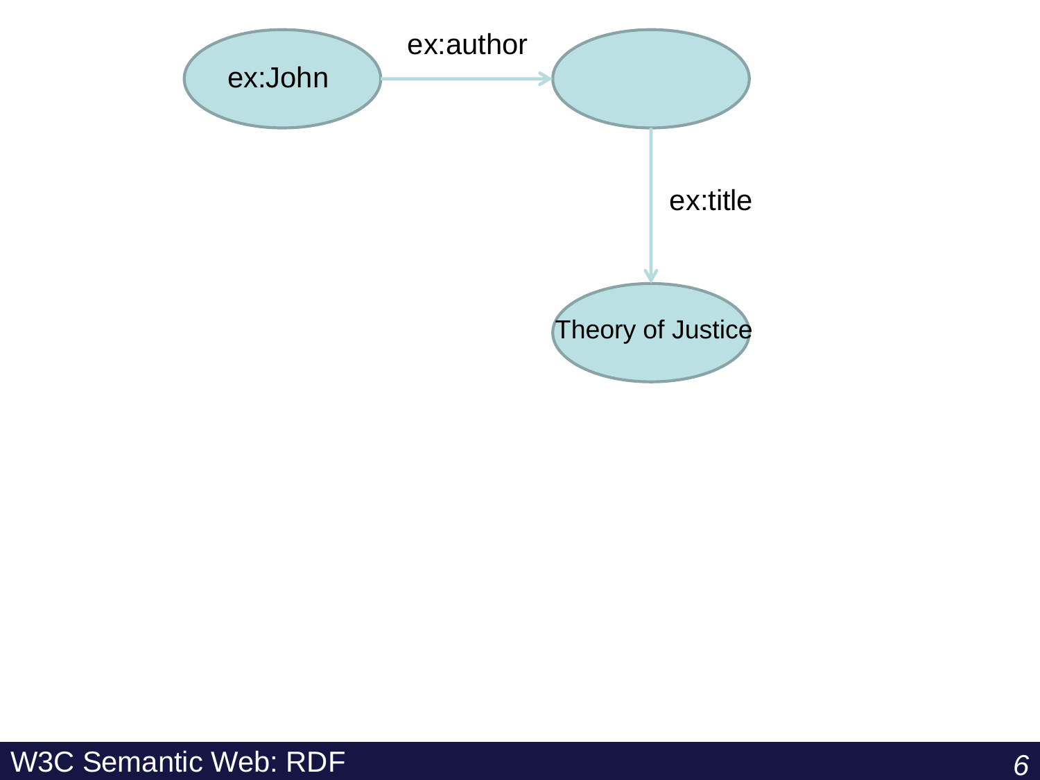ex:John

ex:author

ex:title

Theory of Justice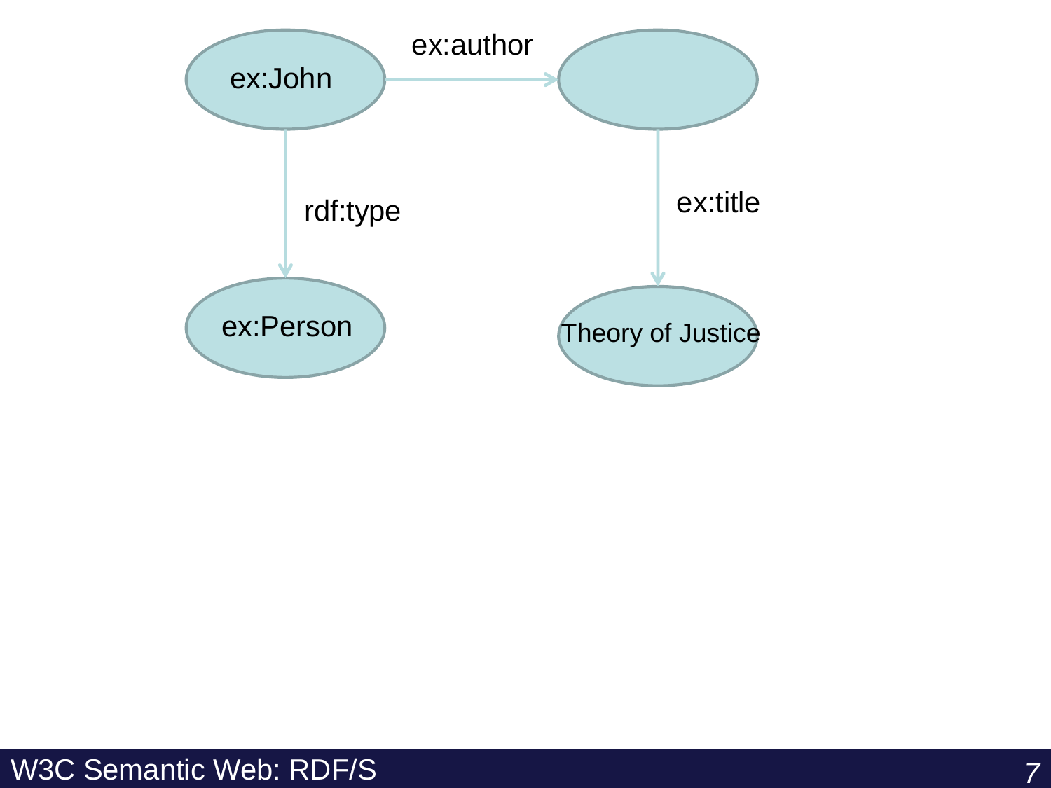ex:John

ex:author

rdf:type

ex:title

ex:Person

Theory of Justice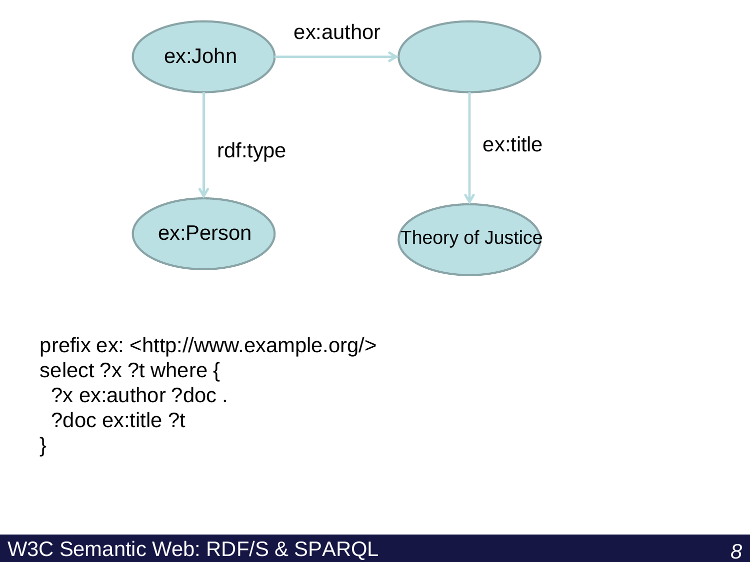ex:John

ex:author

rdf:type

ex:title

ex:Person

Theory of Justice

```
prefix ex: <http://www.example.org/>
select ?x ?t where {
  ?x ex:author ?doc .
  ?doc ex:title ?t
}
```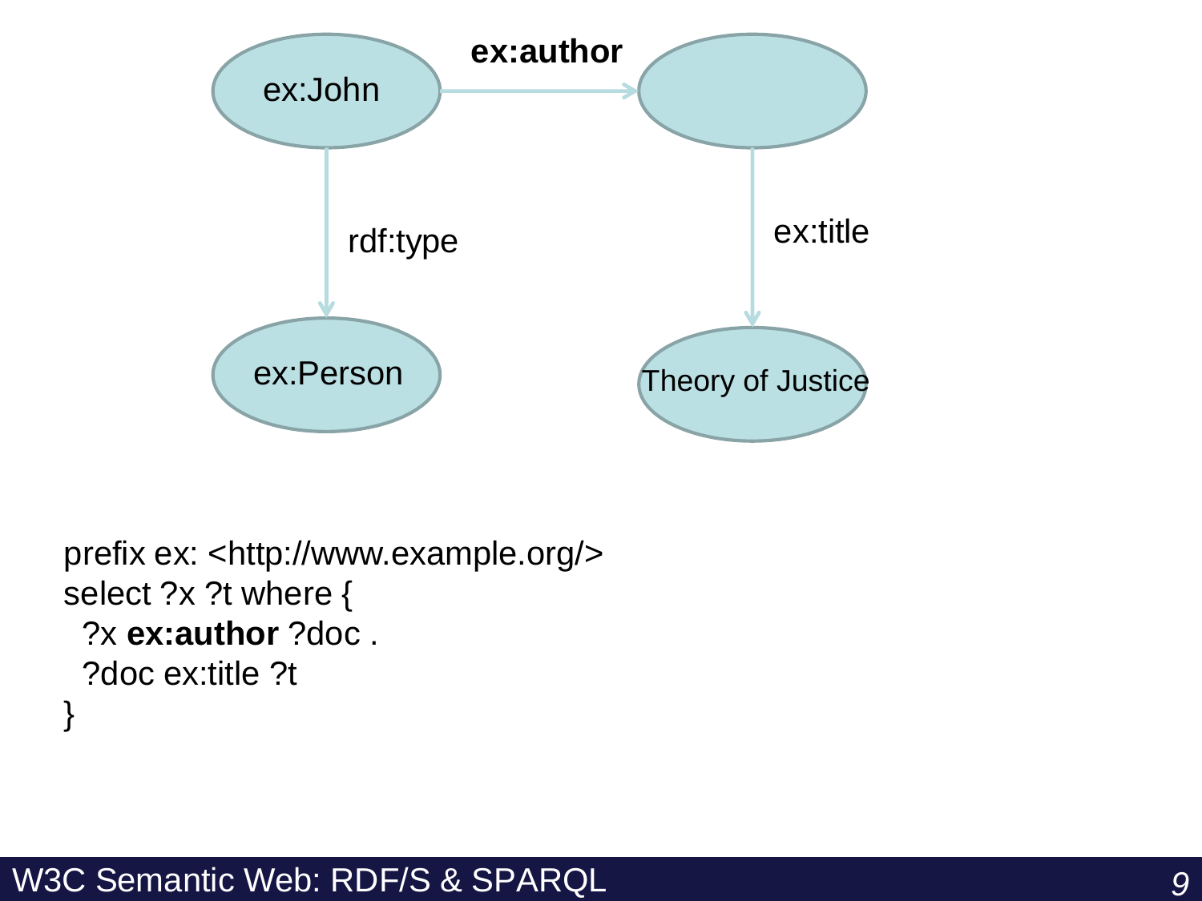ex:John —**ex:author**→ [blank node]

ex:John —rdf:type→ ex:Person

[blank node] —ex:title→ Theory of Justice

```
prefix ex: <http://www.example.org/>
select ?x ?t where {
  ?x ex:author ?doc .
  ?doc ex:title ?t
}
```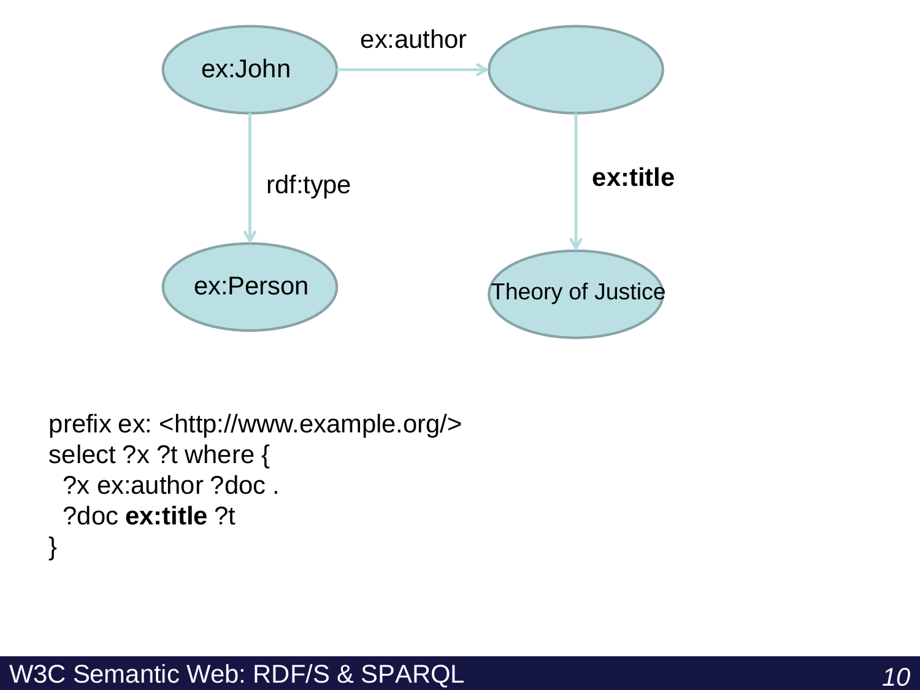ex:John —ex:author→ [ ]

ex:John —rdf:type→ ex:Person

[ ] —**ex:title**→ Theory of Justice

```
prefix ex: <http://www.example.org/>
select ?x ?t where {
  ?x ex:author ?doc .
  ?doc ex:title ?t
}
```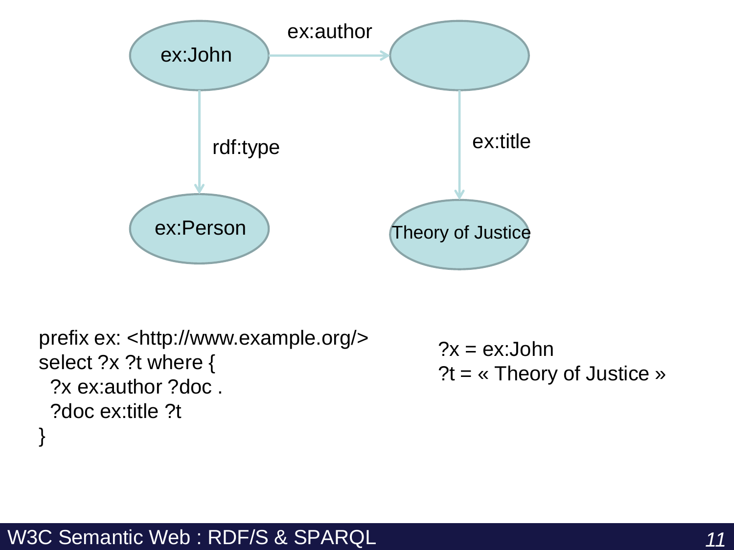ex:John —ex:author→ [blank node] —ex:title→ Theory of Justice

ex:John —rdf:type→ ex:Person

```
prefix ex: <http://www.example.org/>
select ?x ?t where {
  ?x ex:author ?doc .
  ?doc ex:title ?t
}
```

?x = ex:John
?t = « Theory of Justice »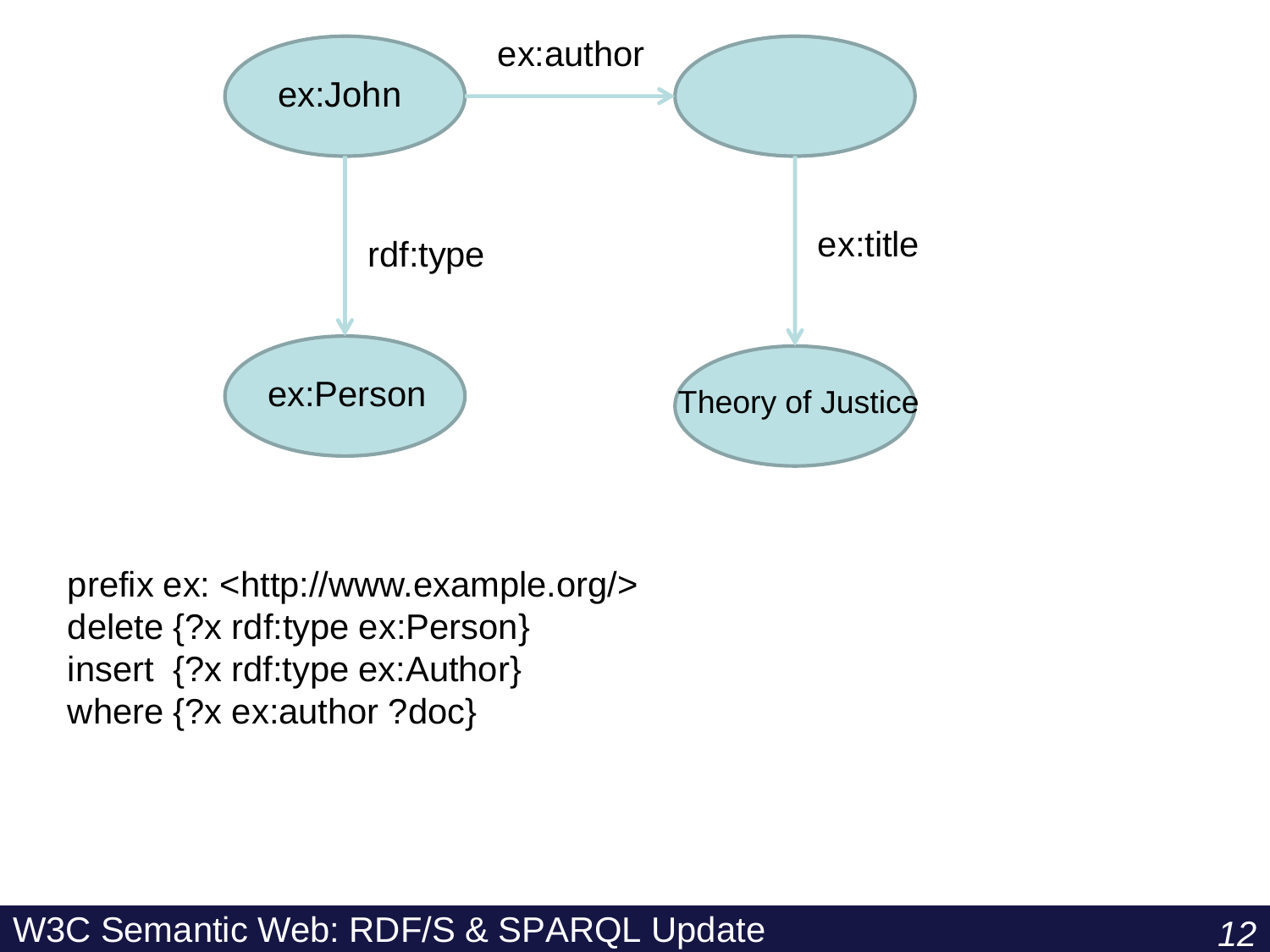ex:John → ex:author → (blank node)

ex:John → rdf:type → ex:Person

(blank node) → ex:title → Theory of Justice

```
prefix ex: <http://www.example.org/>
delete {?x rdf:type ex:Person}
insert  {?x rdf:type ex:Author}
where {?x ex:author ?doc}
```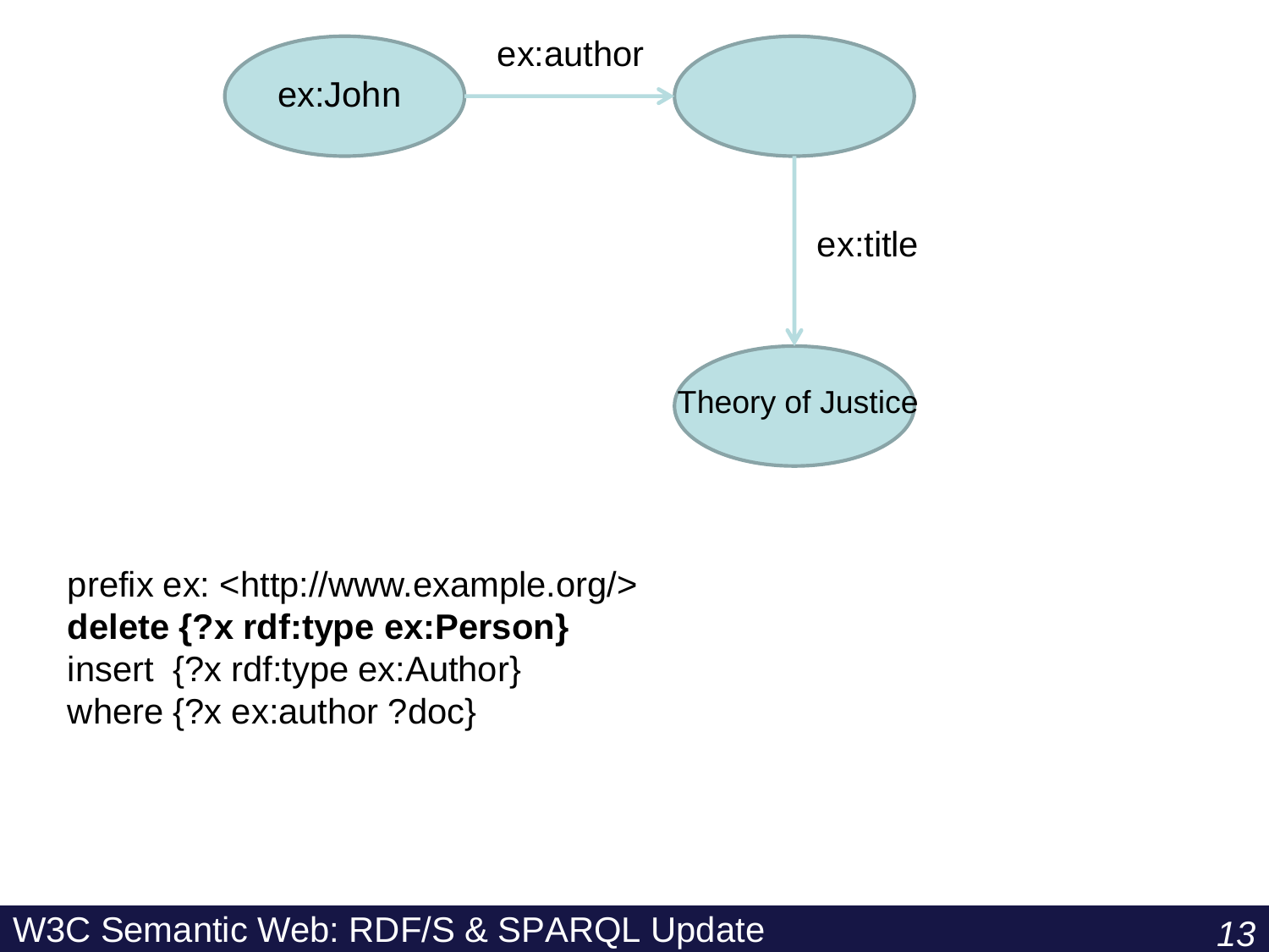ex:John → ex:author → (blank node) → ex:title → Theory of Justice

```
prefix ex: <http://www.example.org/>
delete {?x rdf:type ex:Person}
insert  {?x rdf:type ex:Author}
where {?x ex:author ?doc}
```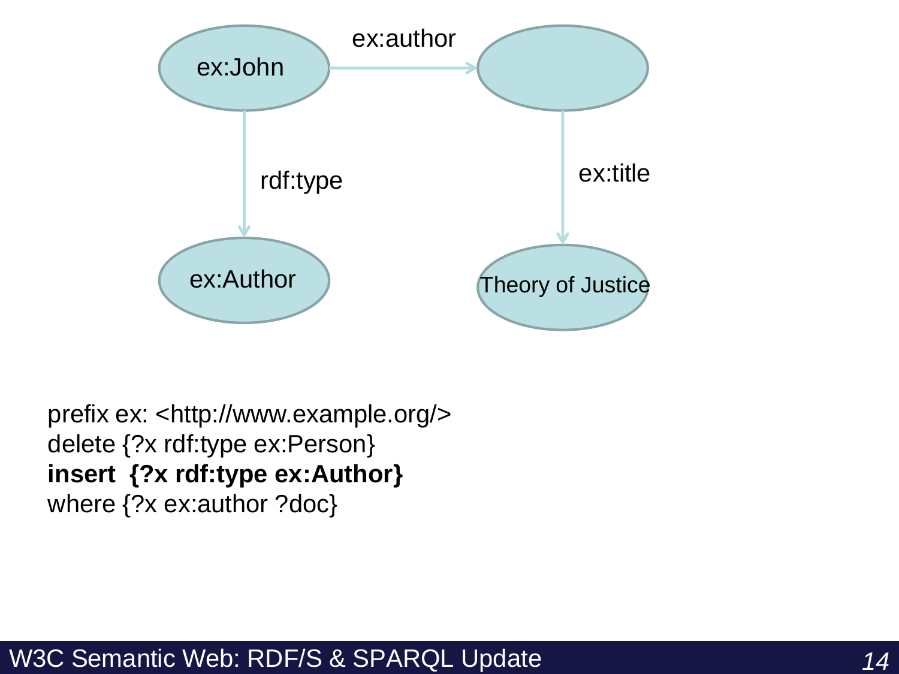ex:John

ex:author

rdf:type

ex:title

ex:Author

Theory of Justice

```
prefix ex: <http://www.example.org/>
delete {?x rdf:type ex:Person}
insert  {?x rdf:type ex:Author}
where {?x ex:author ?doc}
```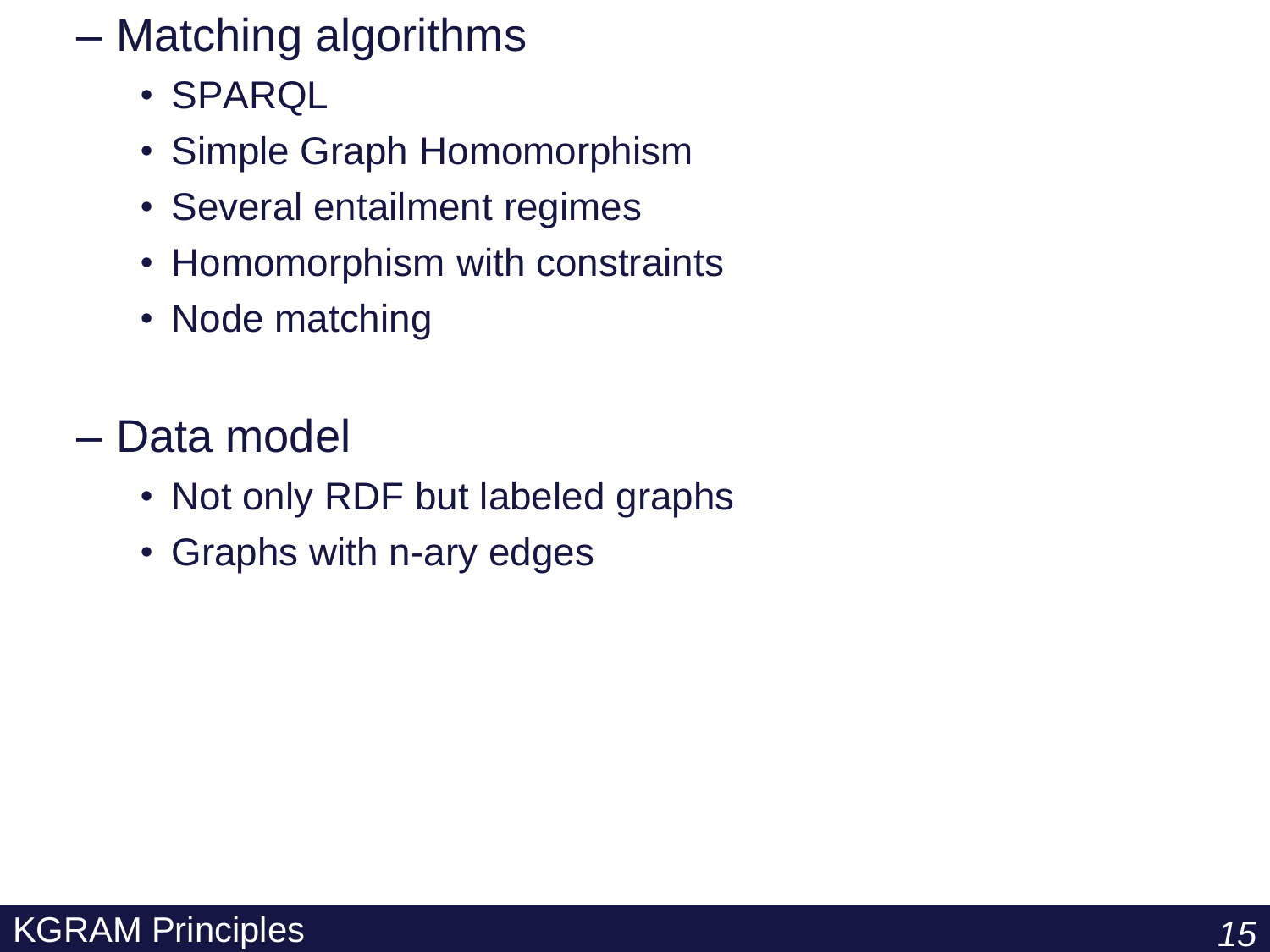- Matching algorithms
  - SPARQL
  - Simple Graph Homomorphism
  - Several entailment regimes
  - Homomorphism with constraints
  - Node matching

- Data model
  - Not only RDF but labeled graphs
  - Graphs with n-ary edges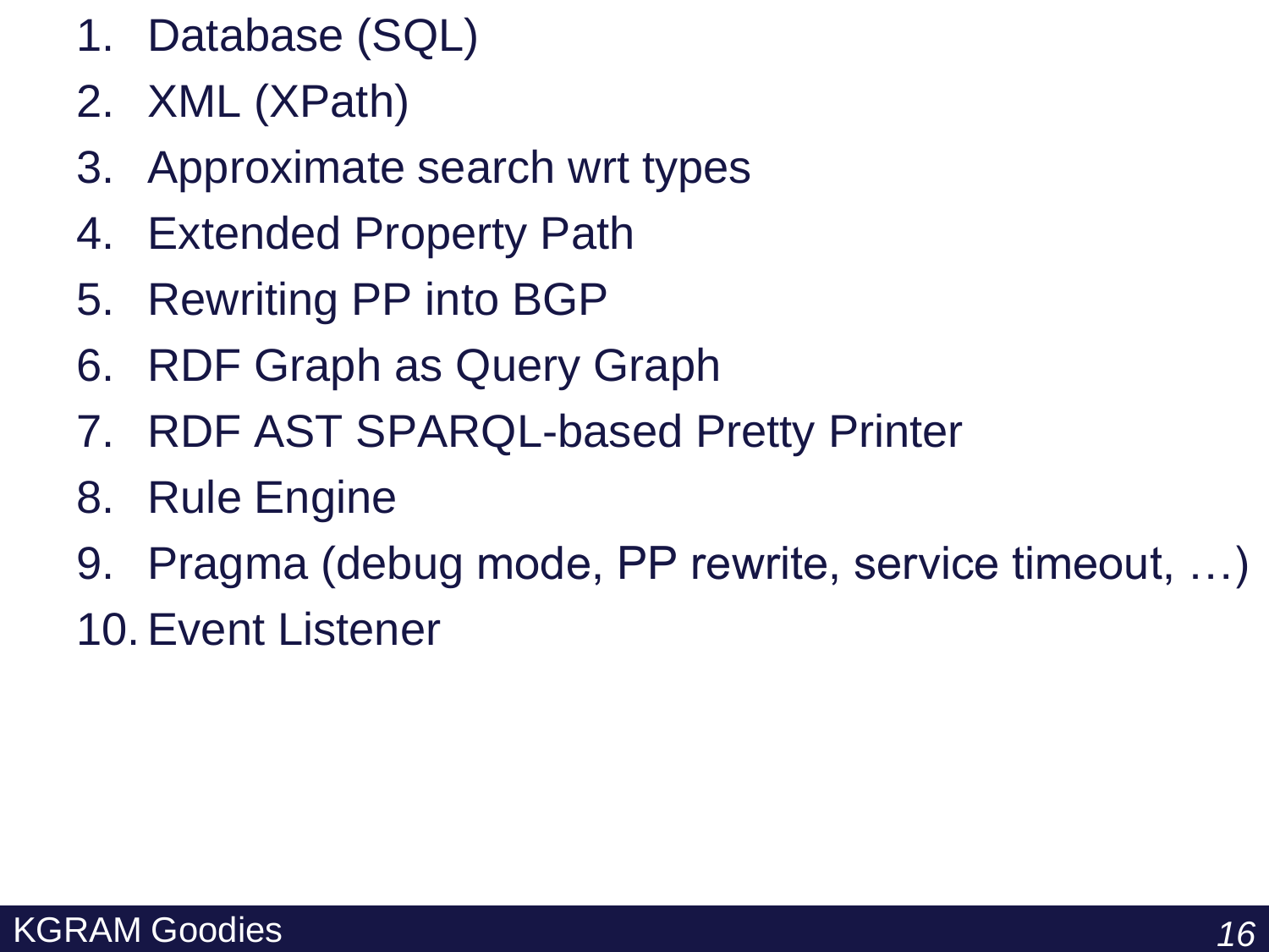# KGRAM Goodies

1. Database (SQL)
2. XML (XPath)
3. Approximate search wrt types
4. Extended Property Path
5. Rewriting PP into BGP
6. RDF Graph as Query Graph
7. RDF AST SPARQL-based Pretty Printer
8. Rule Engine
9. Pragma (debug mode, PP rewrite, service timeout, …)
10. Event Listener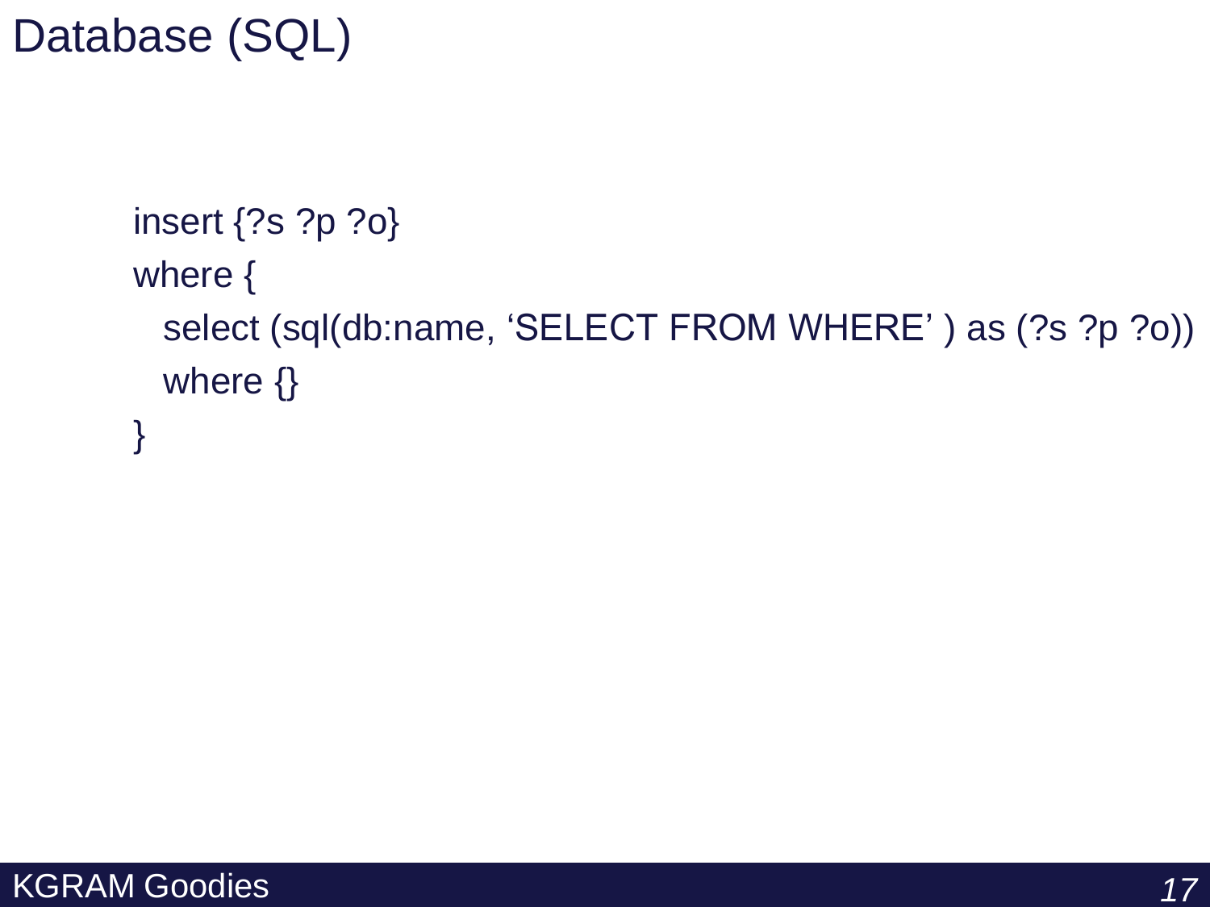# Database (SQL)

```
insert {?s ?p ?o}
where {
  select (sql(db:name, 'SELECT FROM WHERE' ) as (?s ?p ?o))
  where {}
}
```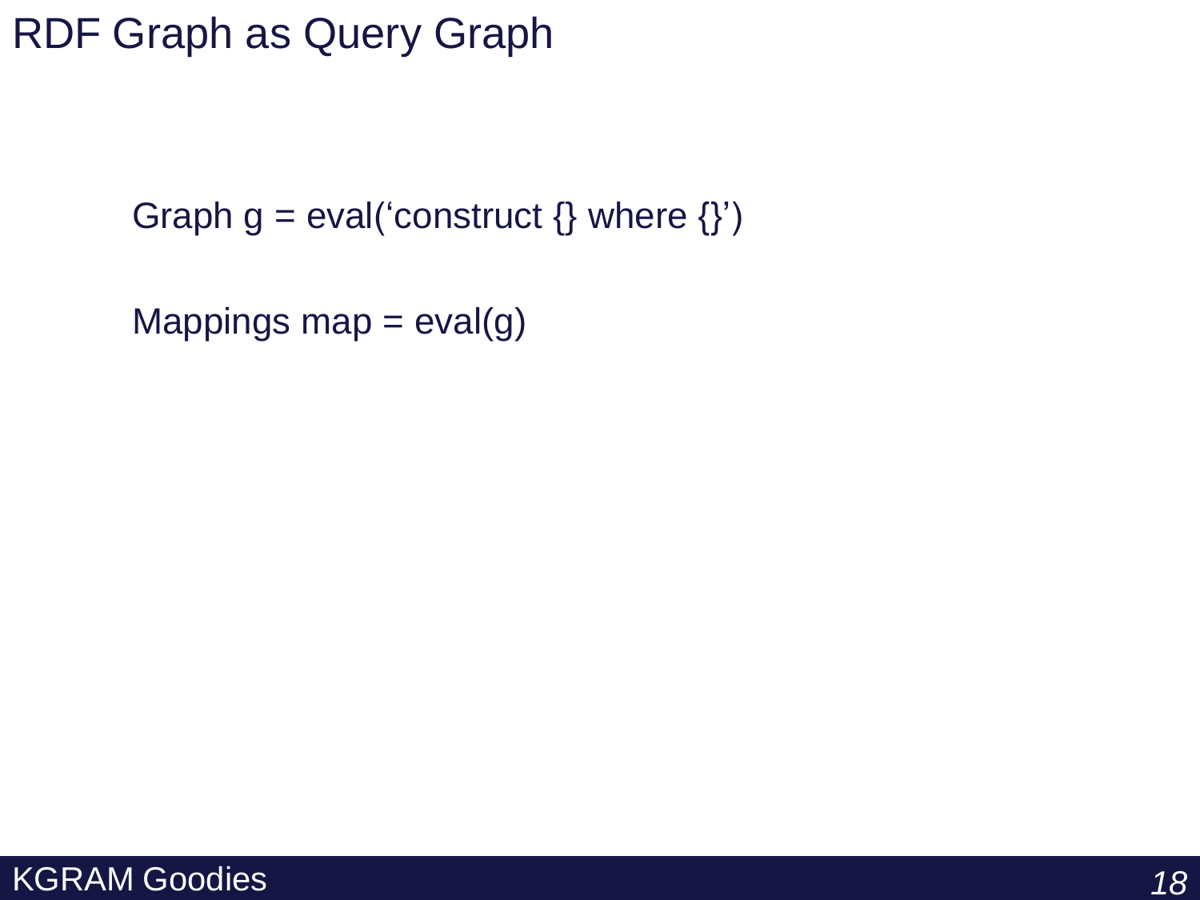# RDF Graph as Query Graph

```
Graph g = eval('construct {} where {}')

Mappings map = eval(g)
```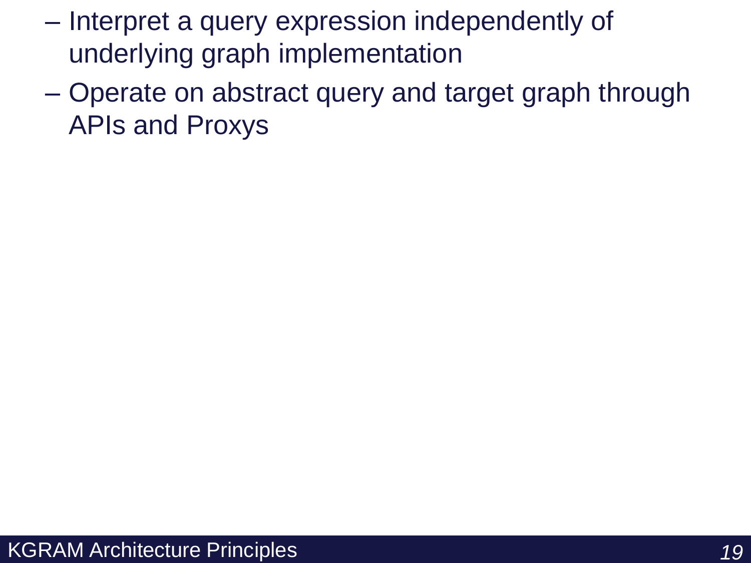- Interpret a query expression independently of underlying graph implementation
- Operate on abstract query and target graph through APIs and Proxys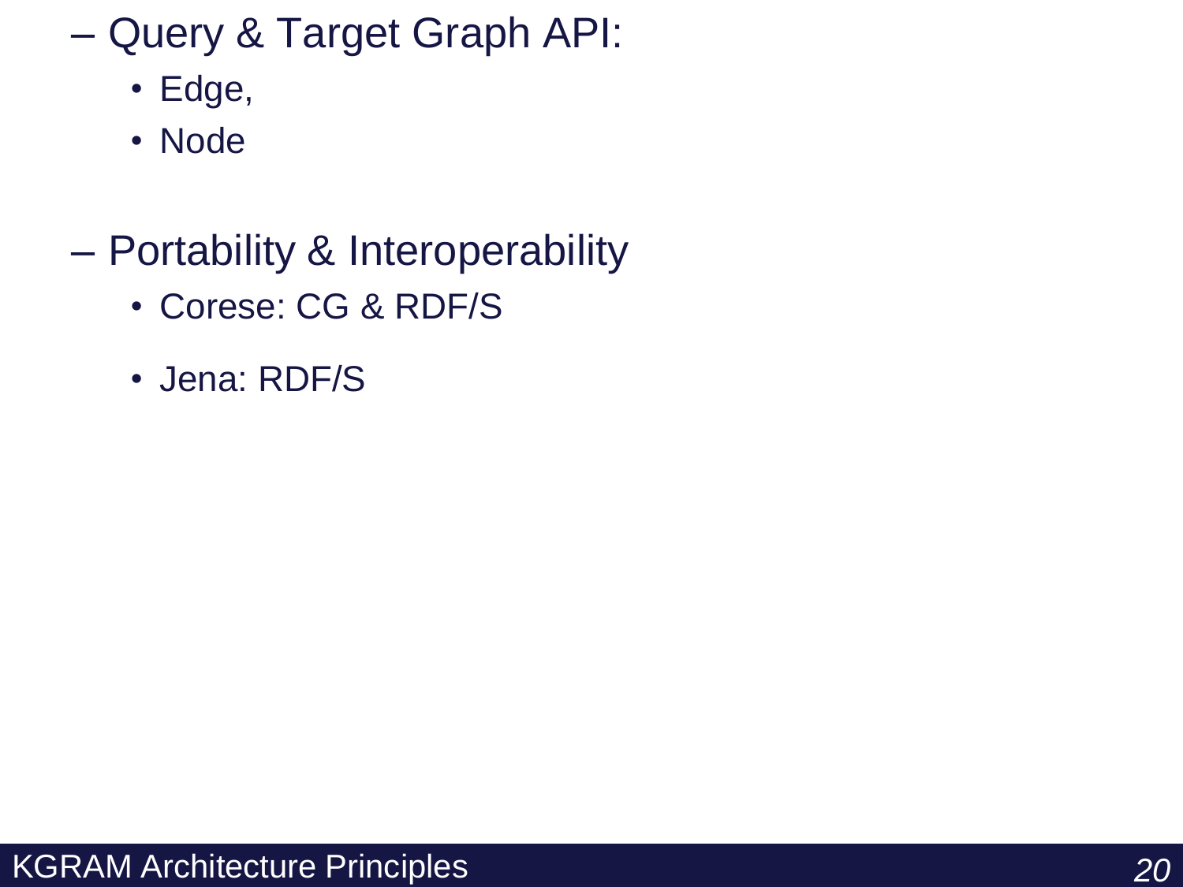- Query & Target Graph API:
  - Edge,
  - Node

- Portability & Interoperability
  - Corese: CG & RDF/S
  - Jena: RDF/S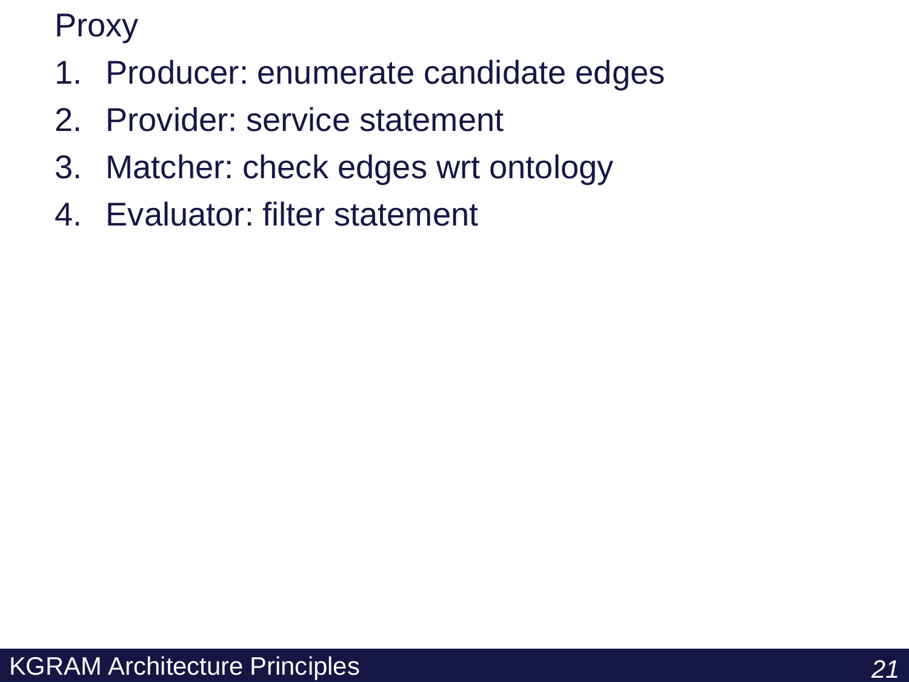Proxy

1. Producer: enumerate candidate edges
2. Provider: service statement
3. Matcher: check edges wrt ontology
4. Evaluator: filter statement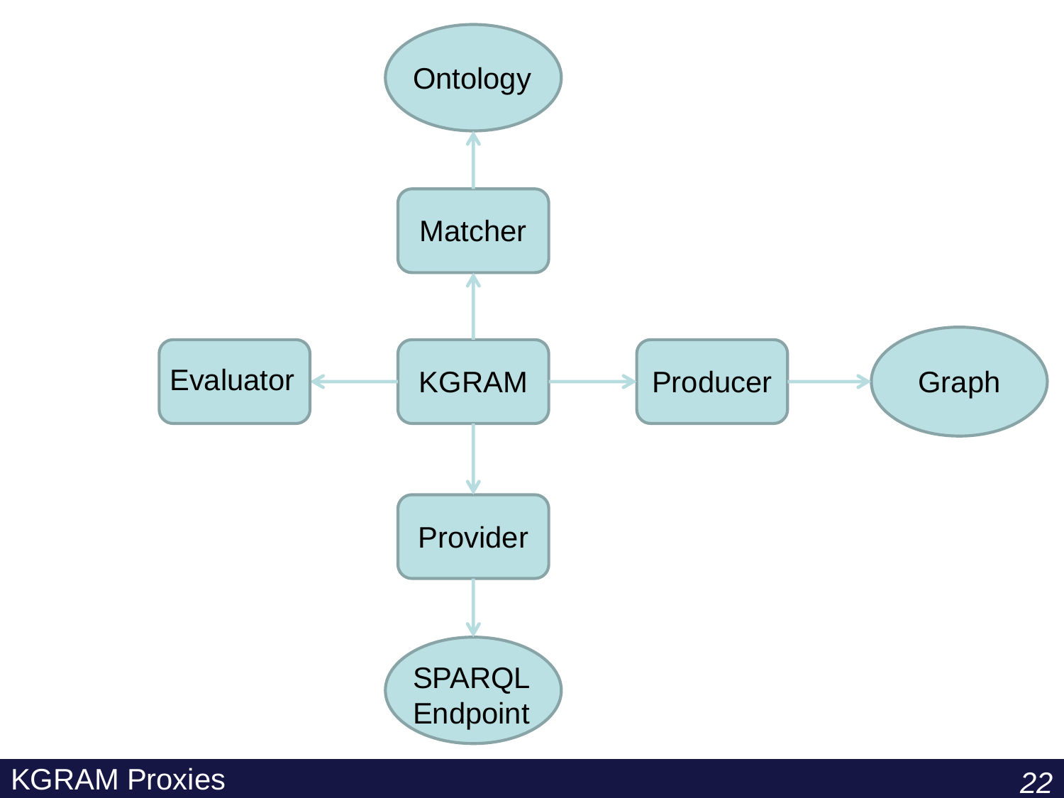# KGRAM Proxies

- KGRAM → Matcher → Ontology
- KGRAM → Evaluator
- KGRAM → Producer → Graph
- KGRAM → Provider → SPARQL Endpoint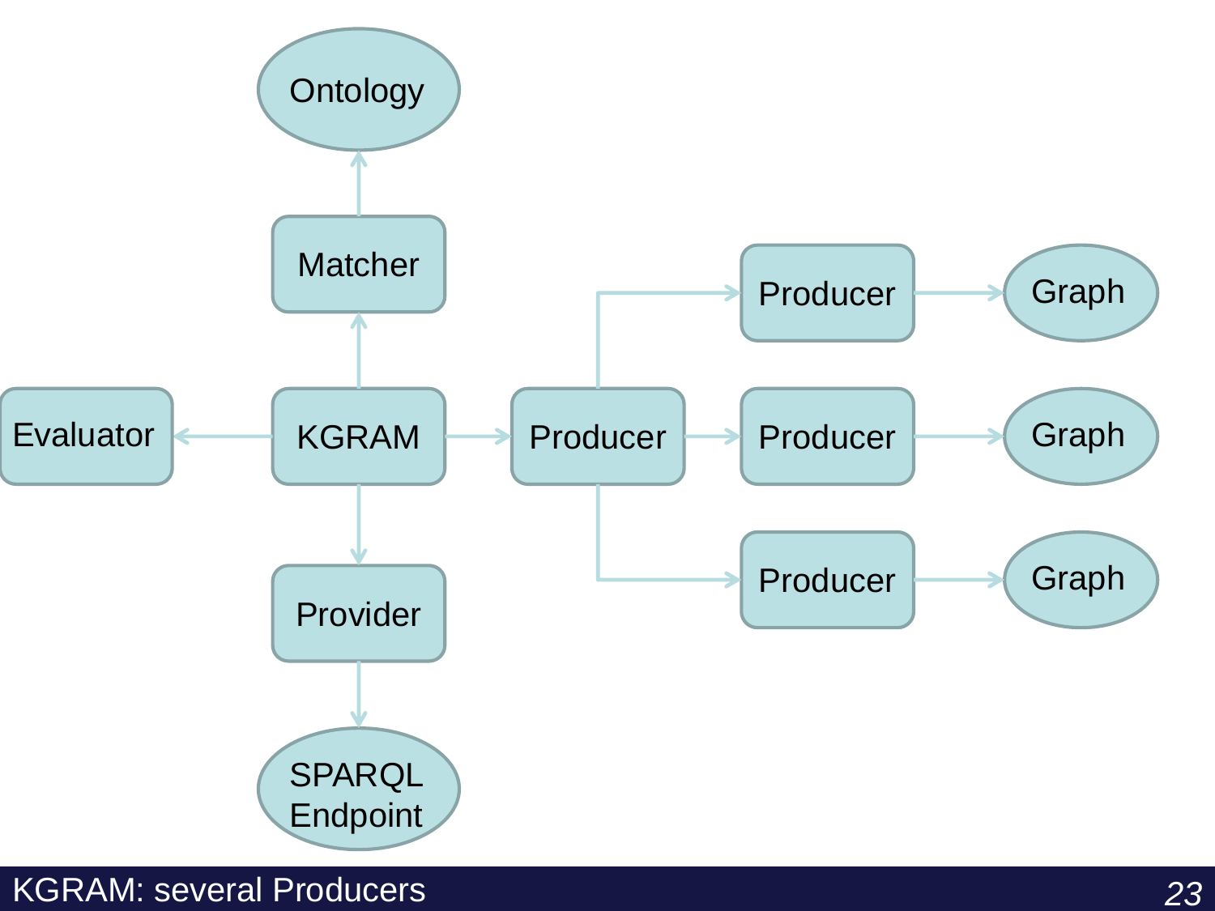# KGRAM: several Producers

Ontology

Matcher

Evaluator

KGRAM

Producer

Producer

Producer

Producer

Graph

Graph

Graph

Provider

SPARQL Endpoint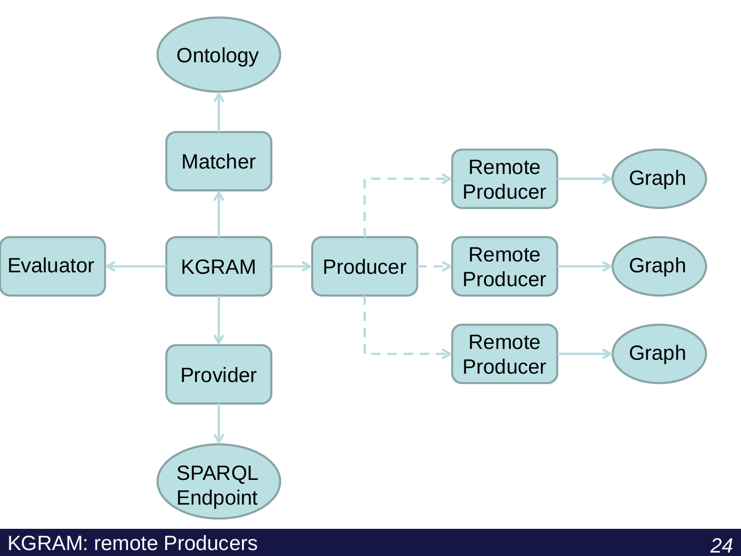# KGRAM: remote Producers

Ontology

Matcher

Evaluator

KGRAM

Producer

Remote Producer

Graph

Remote Producer

Graph

Remote Producer

Graph

Provider

SPARQL Endpoint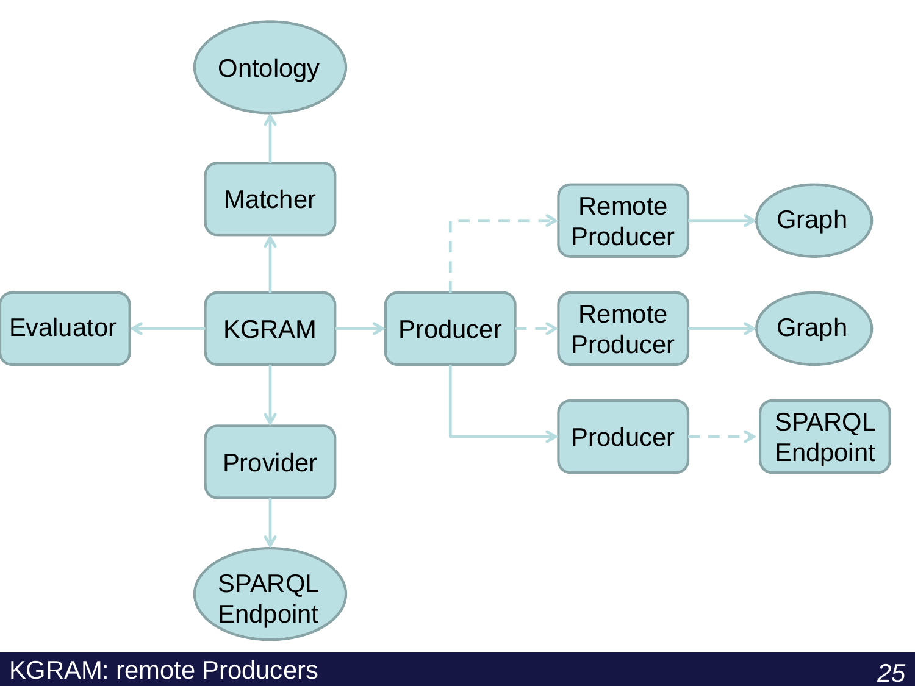# KGRAM: remote Producers

Ontology

Matcher

Evaluator

KGRAM

Producer

Remote Producer

Graph

Remote Producer

Graph

Producer

SPARQL Endpoint

Provider

SPARQL Endpoint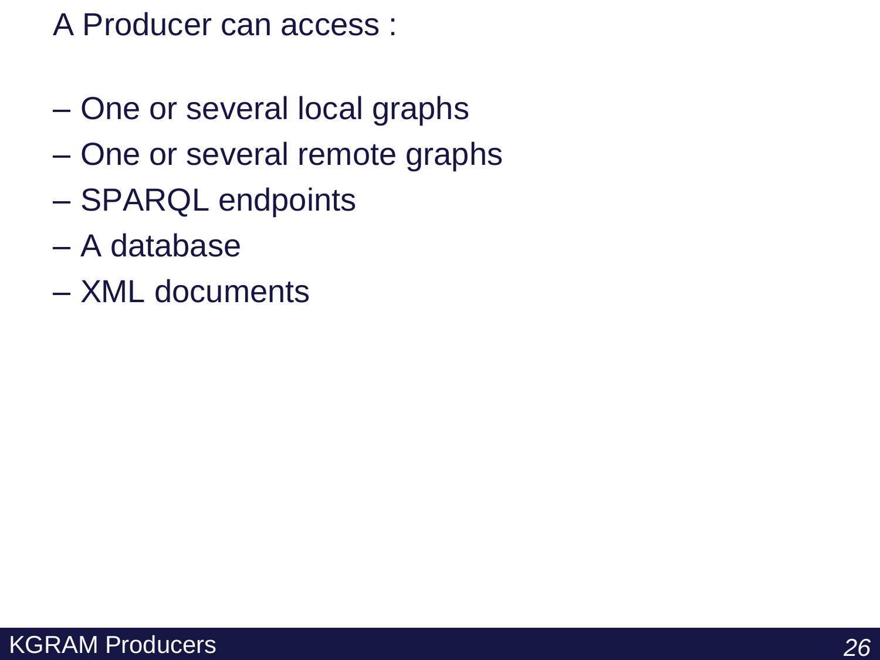A Producer can access :

- One or several local graphs
- One or several remote graphs
- SPARQL endpoints
- A database
- XML documents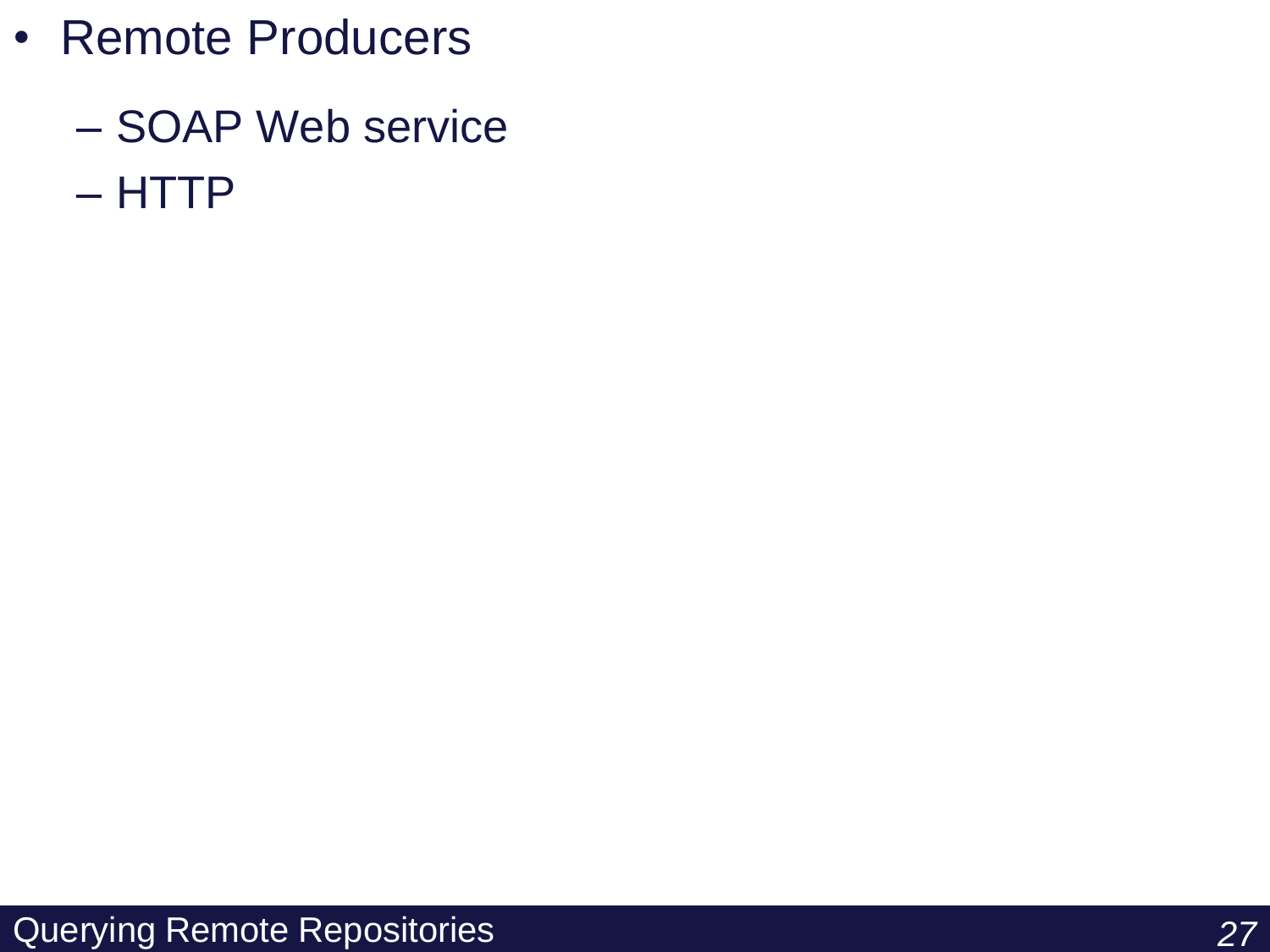- Remote Producers
  - SOAP Web service
  - HTTP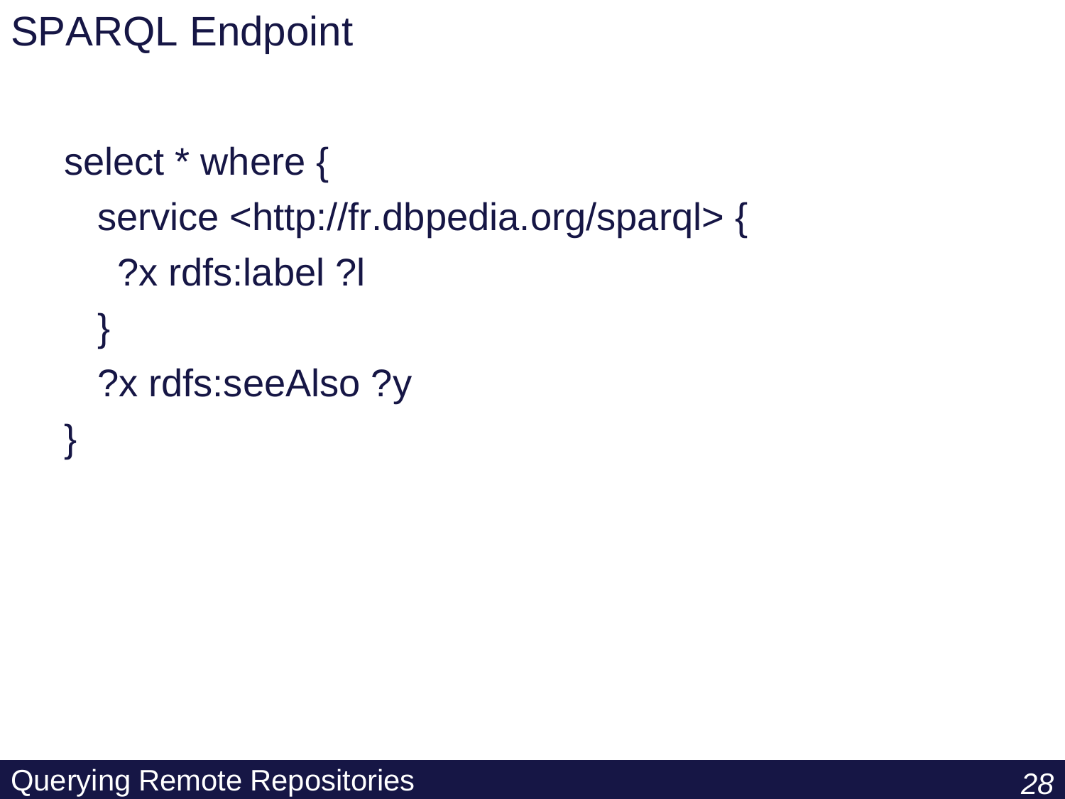# SPARQL Endpoint

```
select * where {
   service <http://fr.dbpedia.org/sparql> {
     ?x rdfs:label ?l
   }
   ?x rdfs:seeAlso ?y
}
```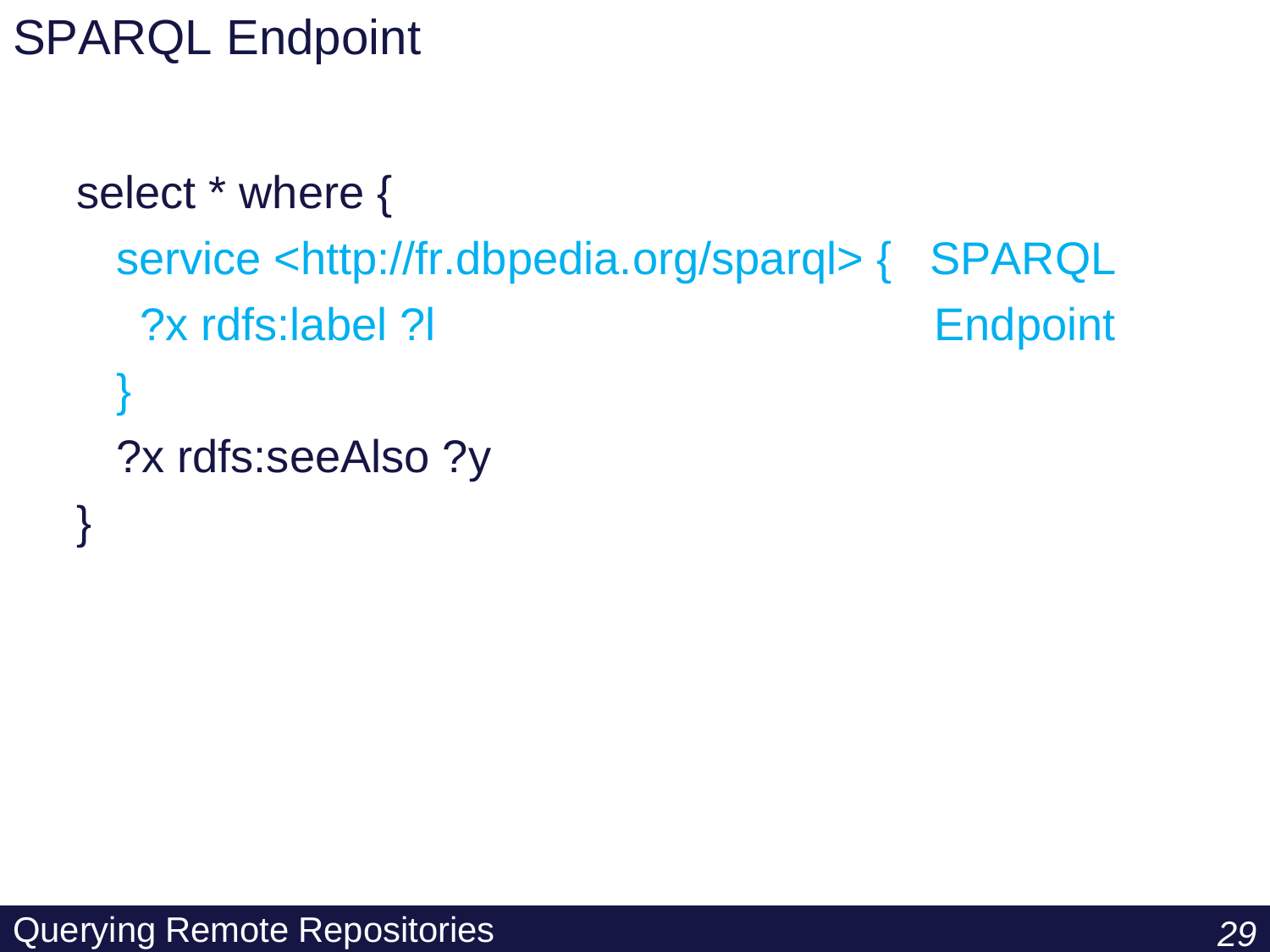# SPARQL Endpoint

```
select * where {
  service <http://fr.dbpedia.org/sparql> {
    ?x rdfs:label ?l
  }
  ?x rdfs:seeAlso ?y
}
```

SPARQL Endpoint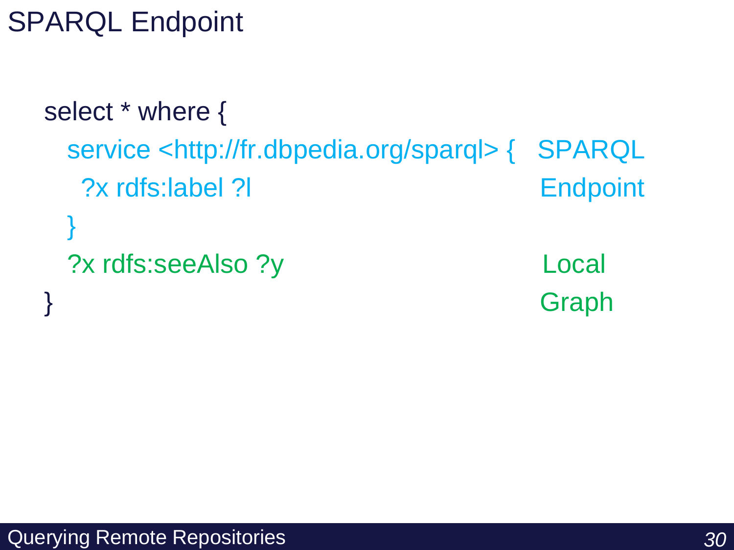# SPARQL Endpoint

```
select * where {
  service <http://fr.dbpedia.org/sparql> {
    ?x rdfs:label ?l
  }
  ?x rdfs:seeAlso ?y
}
```

SPARQL Endpoint

Local Graph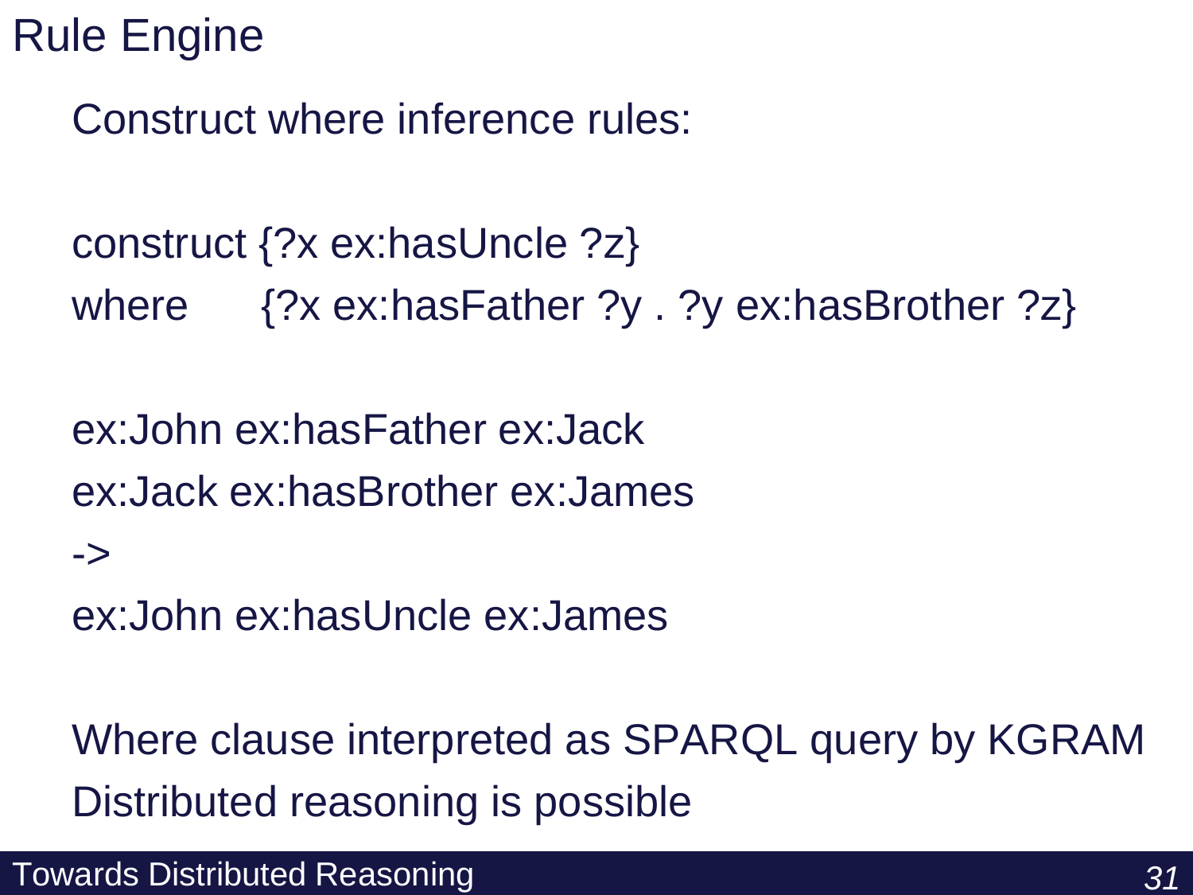# Rule Engine

Construct where inference rules:

```
construct {?x ex:hasUncle ?z}
where     {?x ex:hasFather ?y . ?y ex:hasBrother ?z}
```

```
ex:John ex:hasFather ex:Jack
ex:Jack ex:hasBrother ex:James
->
ex:John ex:hasUncle ex:James
```

Where clause interpreted as SPARQL query by KGRAM

Distributed reasoning is possible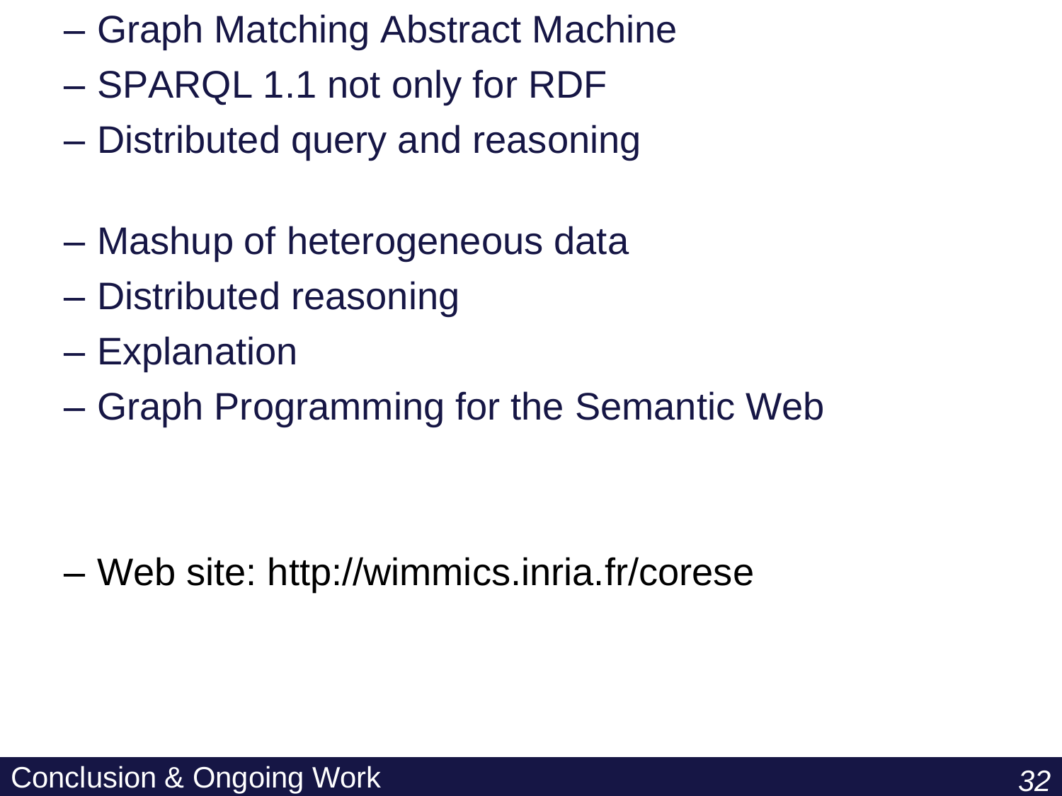- Graph Matching Abstract Machine
- SPARQL 1.1 not only for RDF
- Distributed query and reasoning

- Mashup of heterogeneous data
- Distributed reasoning
- Explanation
- Graph Programming for the Semantic Web

- Web site: http://wimmics.inria.fr/corese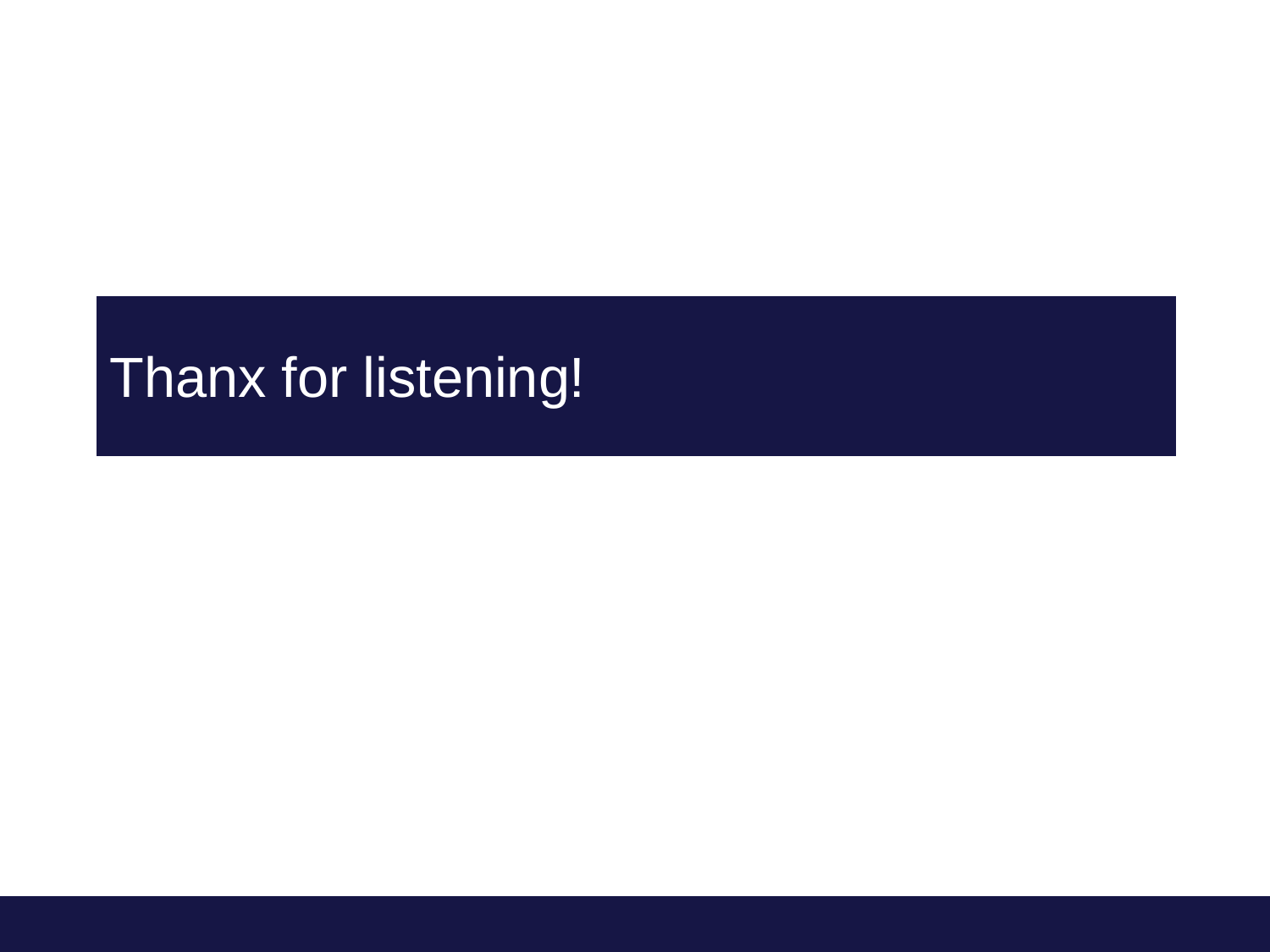# Thanx for listening!